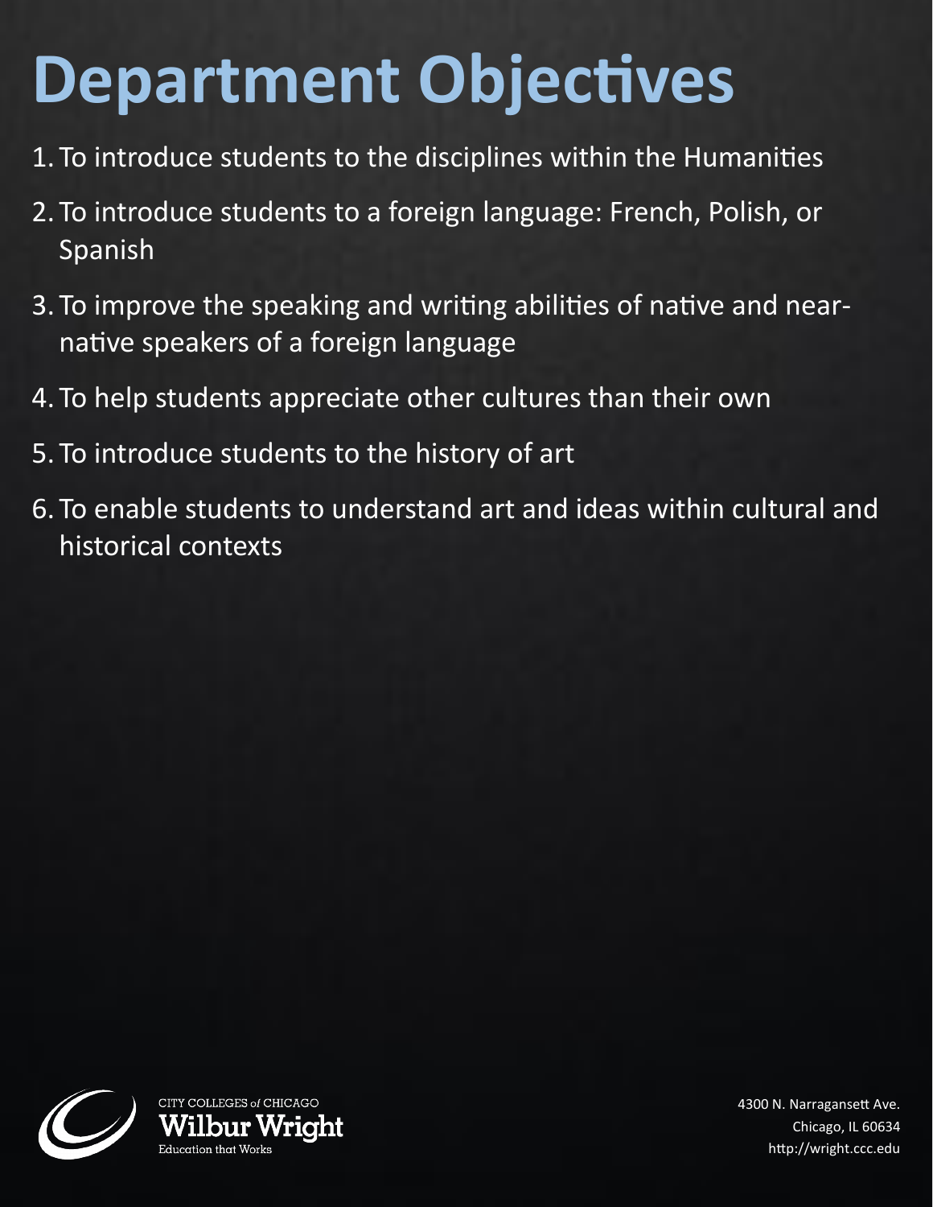# Department Objectives

1. To introduce students to the disciplines within the Humanities
2. To introduce students to a foreign language: French, Polish, or Spanish
3. To improve the speaking and writing abilities of native and near-native speakers of a foreign language
4. To help students appreciate other cultures than their own
5. To introduce students to the history of art
6. To enable students to understand art and ideas within cultural and historical contexts

CITY COLLEGES *of* CHICAGO
**Wilbur Wright**
Education that Works

4300 N. Narragansett Ave.
Chicago, IL 60634
http://wright.ccc.edu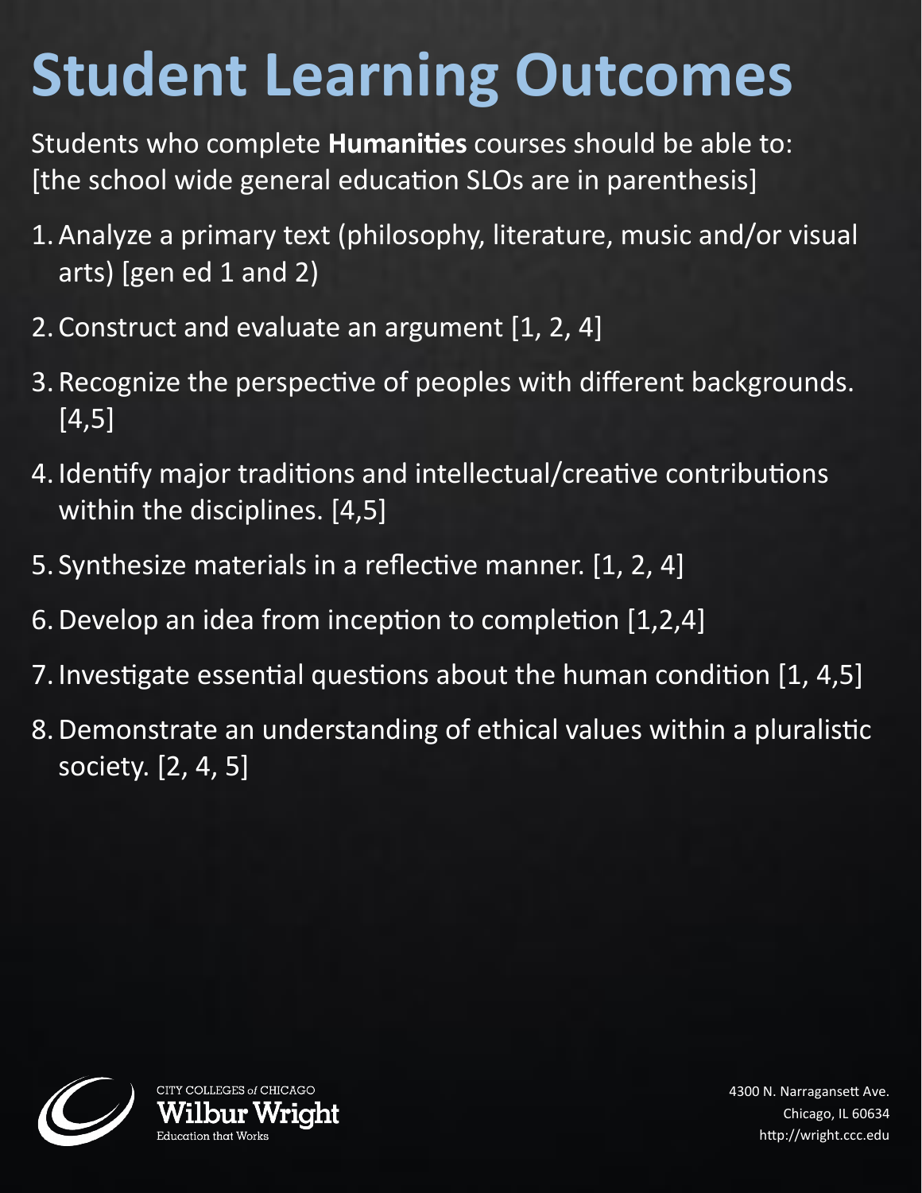# Student Learning Outcomes

Students who complete **Humanities** courses should be able to: [the school wide general education SLOs are in parenthesis]

1. Analyze a primary text (philosophy, literature, music and/or visual arts) [gen ed 1 and 2)
2. Construct and evaluate an argument [1, 2, 4]
3. Recognize the perspective of peoples with different backgrounds. [4,5]
4. Identify major traditions and intellectual/creative contributions within the disciplines. [4,5]
5. Synthesize materials in a reflective manner. [1, 2, 4]
6. Develop an idea from inception to completion [1,2,4]
7. Investigate essential questions about the human condition [1, 4,5]
8. Demonstrate an understanding of ethical values within a pluralistic society. [2, 4, 5]

CITY COLLEGES *of* CHICAGO
Wilbur Wright
Education that Works

4300 N. Narragansett Ave.
Chicago, IL 60634
http://wright.ccc.edu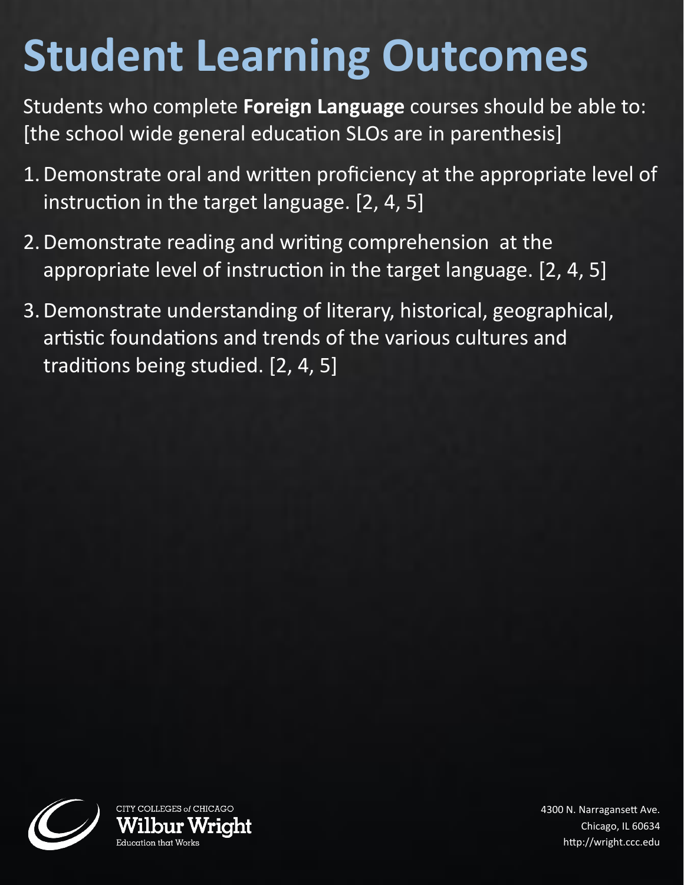# Student Learning Outcomes

Students who complete **Foreign Language** courses should be able to: [the school wide general education SLOs are in parenthesis]

1. Demonstrate oral and written proficiency at the appropriate level of instruction in the target language. [2, 4, 5]
2. Demonstrate reading and writing comprehension at the appropriate level of instruction in the target language. [2, 4, 5]
3. Demonstrate understanding of literary, historical, geographical, artistic foundations and trends of the various cultures and traditions being studied. [2, 4, 5]

CITY COLLEGES *of* CHICAGO
Wilbur Wright
Education that Works

4300 N. Narragansett Ave.
Chicago, IL 60634
http://wright.ccc.edu